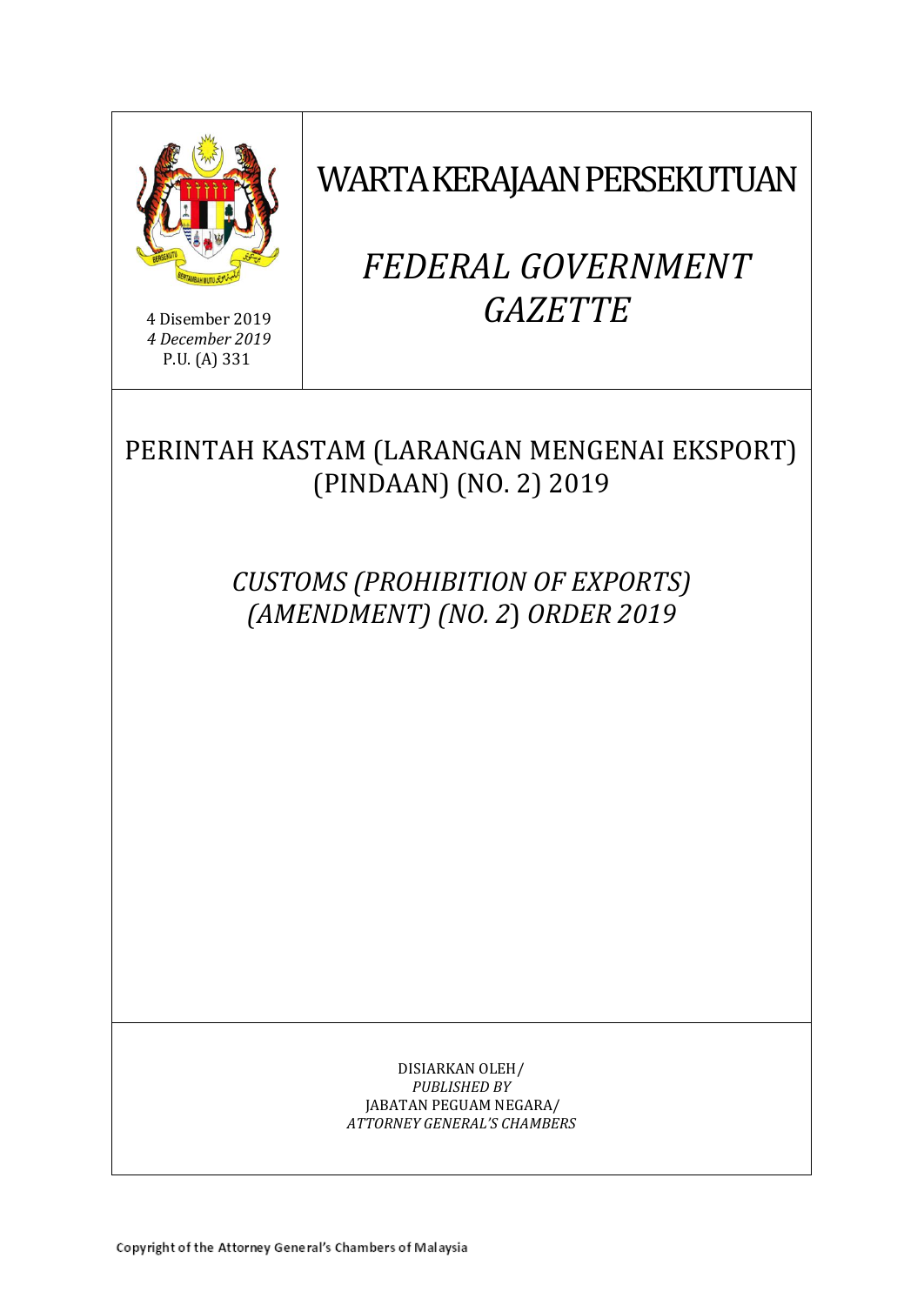# WARTA KERAJAAN PERSEKUTUAN

# *FEDERAL GOVERNMENT GAZETTE*

4 Disember 2019
*4 December 2019*
P.U. (A) 331

## PERINTAH KASTAM (LARANGAN MENGENAI EKSPORT) (PINDAAN) (NO. 2) 2019

## *CUSTOMS (PROHIBITION OF EXPORTS) (AMENDMENT) (NO. 2) ORDER 2019*

DISIARKAN OLEH/
*PUBLISHED BY*
JABATAN PEGUAM NEGARA/
*ATTORNEY GENERAL'S CHAMBERS*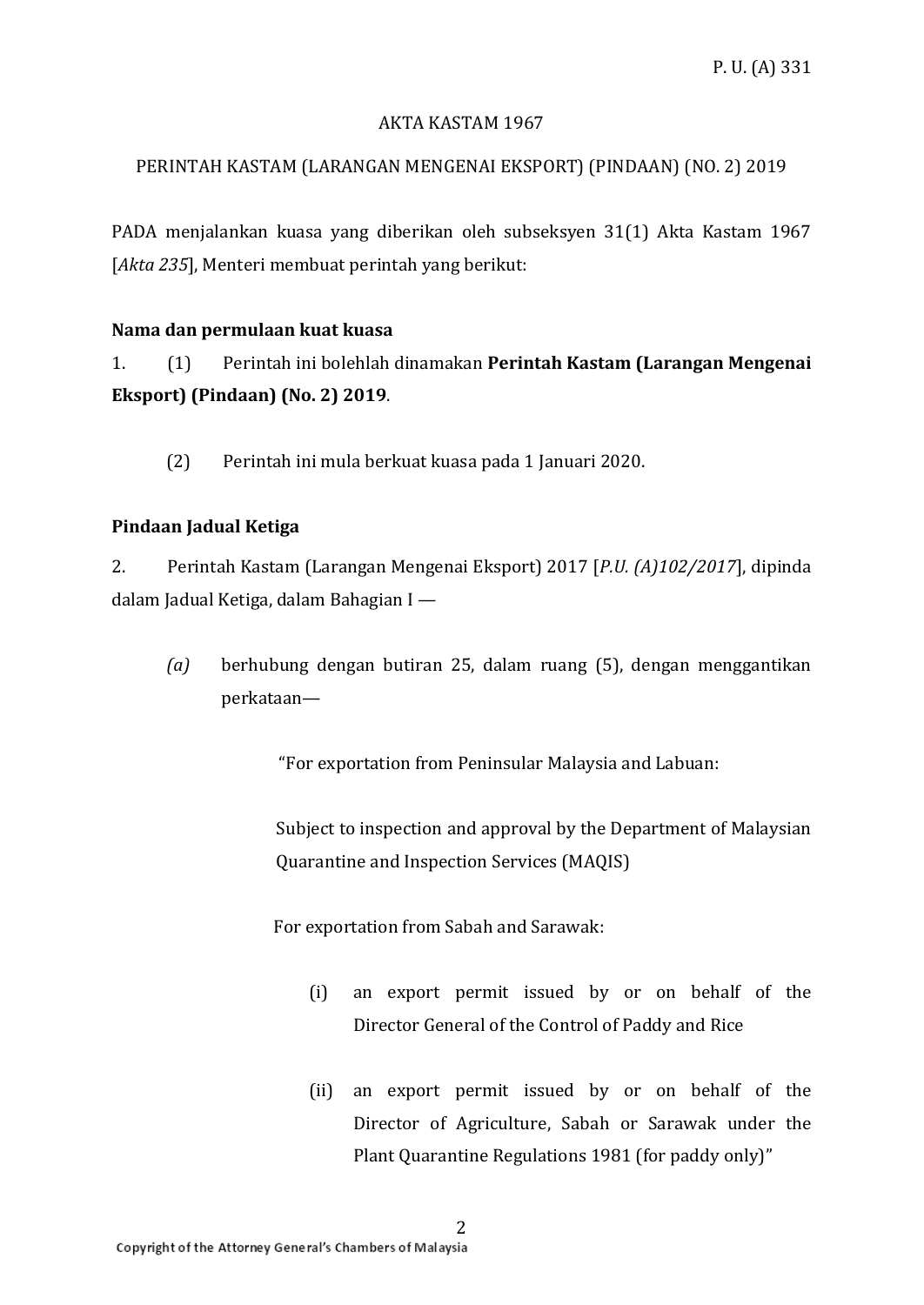P. U. (A) 331

AKTA KASTAM 1967

PERINTAH KASTAM (LARANGAN MENGENAI EKSPORT) (PINDAAN) (NO. 2) 2019

PADA menjalankan kuasa yang diberikan oleh subseksyen 31(1) Akta Kastam 1967 [*Akta 235*], Menteri membuat perintah yang berikut:

**Nama dan permulaan kuat kuasa**

1. (1) Perintah ini bolehlah dinamakan **Perintah Kastam (Larangan Mengenai Eksport) (Pindaan) (No. 2) 2019**.

(2) Perintah ini mula berkuat kuasa pada 1 Januari 2020.

**Pindaan Jadual Ketiga**

2. Perintah Kastam (Larangan Mengenai Eksport) 2017 [*P.U. (A)102/2017*], dipinda dalam Jadual Ketiga, dalam Bahagian I —

*(a)* berhubung dengan butiran 25, dalam ruang (5), dengan menggantikan perkataan—

"For exportation from Peninsular Malaysia and Labuan:

Subject to inspection and approval by the Department of Malaysian Quarantine and Inspection Services (MAQIS)

For exportation from Sabah and Sarawak:

(i) an export permit issued by or on behalf of the Director General of the Control of Paddy and Rice

(ii) an export permit issued by or on behalf of the Director of Agriculture, Sabah or Sarawak under the Plant Quarantine Regulations 1981 (for paddy only)"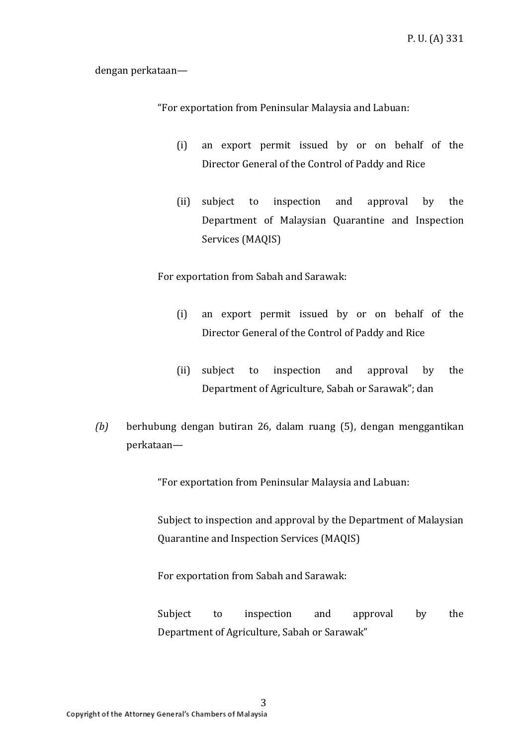dengan perkataan—

> "For exportation from Peninsular Malaysia and Labuan:
>
> (i) an export permit issued by or on behalf of the Director General of the Control of Paddy and Rice
>
> (ii) subject to inspection and approval by the Department of Malaysian Quarantine and Inspection Services (MAQIS)
>
> For exportation from Sabah and Sarawak:
>
> (i) an export permit issued by or on behalf of the Director General of the Control of Paddy and Rice
>
> (ii) subject to inspection and approval by the Department of Agriculture, Sabah or Sarawak"; dan

*(b)* berhubung dengan butiran 26, dalam ruang (5), dengan menggantikan perkataan—

> "For exportation from Peninsular Malaysia and Labuan:
>
> Subject to inspection and approval by the Department of Malaysian Quarantine and Inspection Services (MAQIS)
>
> For exportation from Sabah and Sarawak:
>
> Subject to inspection and approval by the Department of Agriculture, Sabah or Sarawak"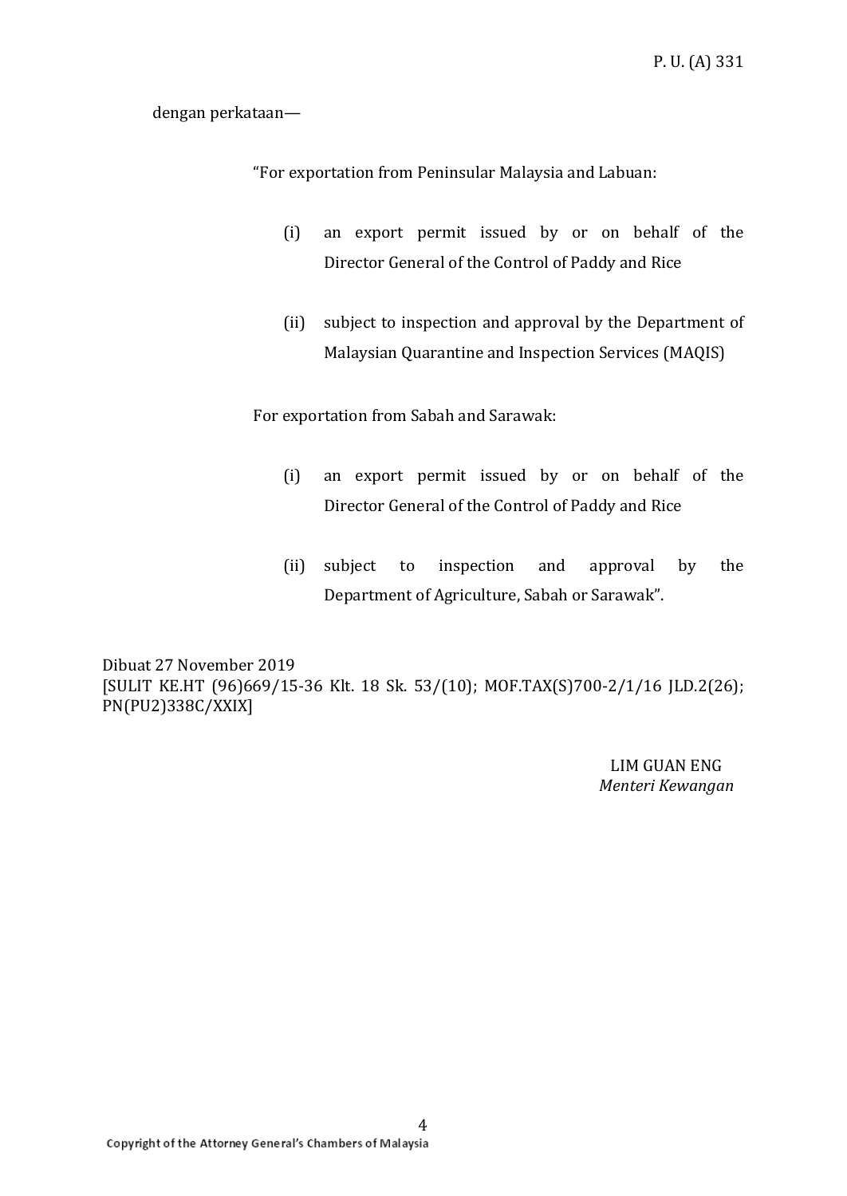dengan perkataan—

"For exportation from Peninsular Malaysia and Labuan:

(i) an export permit issued by or on behalf of the Director General of the Control of Paddy and Rice

(ii) subject to inspection and approval by the Department of Malaysian Quarantine and Inspection Services (MAQIS)

For exportation from Sabah and Sarawak:

(i) an export permit issued by or on behalf of the Director General of the Control of Paddy and Rice

(ii) subject to inspection and approval by the Department of Agriculture, Sabah or Sarawak".

Dibuat 27 November 2019
[SULIT KE.HT (96)669/15-36 Klt. 18 Sk. 53/(10); MOF.TAX(S)700-2/1/16 JLD.2(26); PN(PU2)338C/XXIX]

LIM GUAN ENG
*Menteri Kewangan*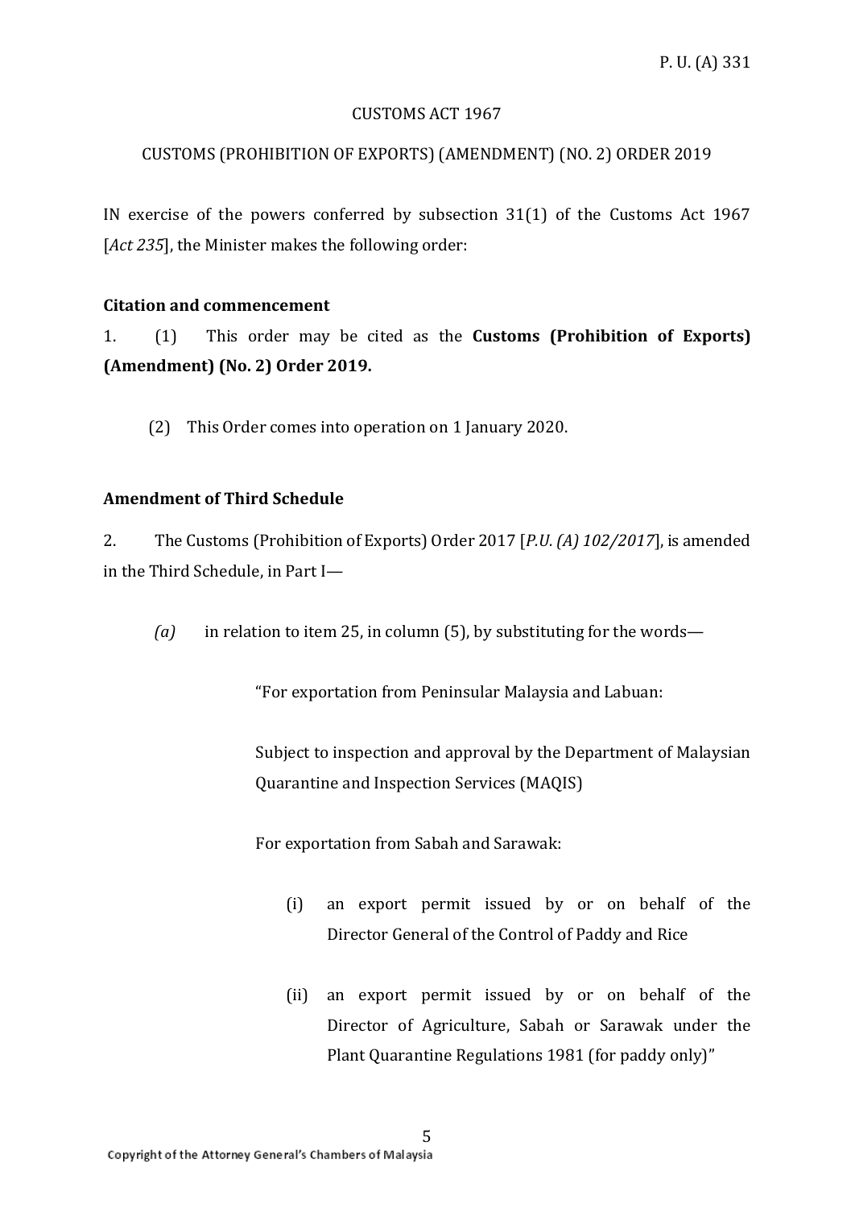CUSTOMS ACT 1967

CUSTOMS (PROHIBITION OF EXPORTS) (AMENDMENT) (NO. 2) ORDER 2019

IN exercise of the powers conferred by subsection 31(1) of the Customs Act 1967 [*Act 235*], the Minister makes the following order:

**Citation and commencement**

1. (1) This order may be cited as the **Customs (Prohibition of Exports) (Amendment) (No. 2) Order 2019.**

(2) This Order comes into operation on 1 January 2020.

**Amendment of Third Schedule**

2. The Customs (Prohibition of Exports) Order 2017 [*P.U. (A) 102/2017*], is amended in the Third Schedule, in Part I—

*(a)* in relation to item 25, in column (5), by substituting for the words—

"For exportation from Peninsular Malaysia and Labuan:

Subject to inspection and approval by the Department of Malaysian Quarantine and Inspection Services (MAQIS)

For exportation from Sabah and Sarawak:

(i) an export permit issued by or on behalf of the Director General of the Control of Paddy and Rice

(ii) an export permit issued by or on behalf of the Director of Agriculture, Sabah or Sarawak under the Plant Quarantine Regulations 1981 (for paddy only)"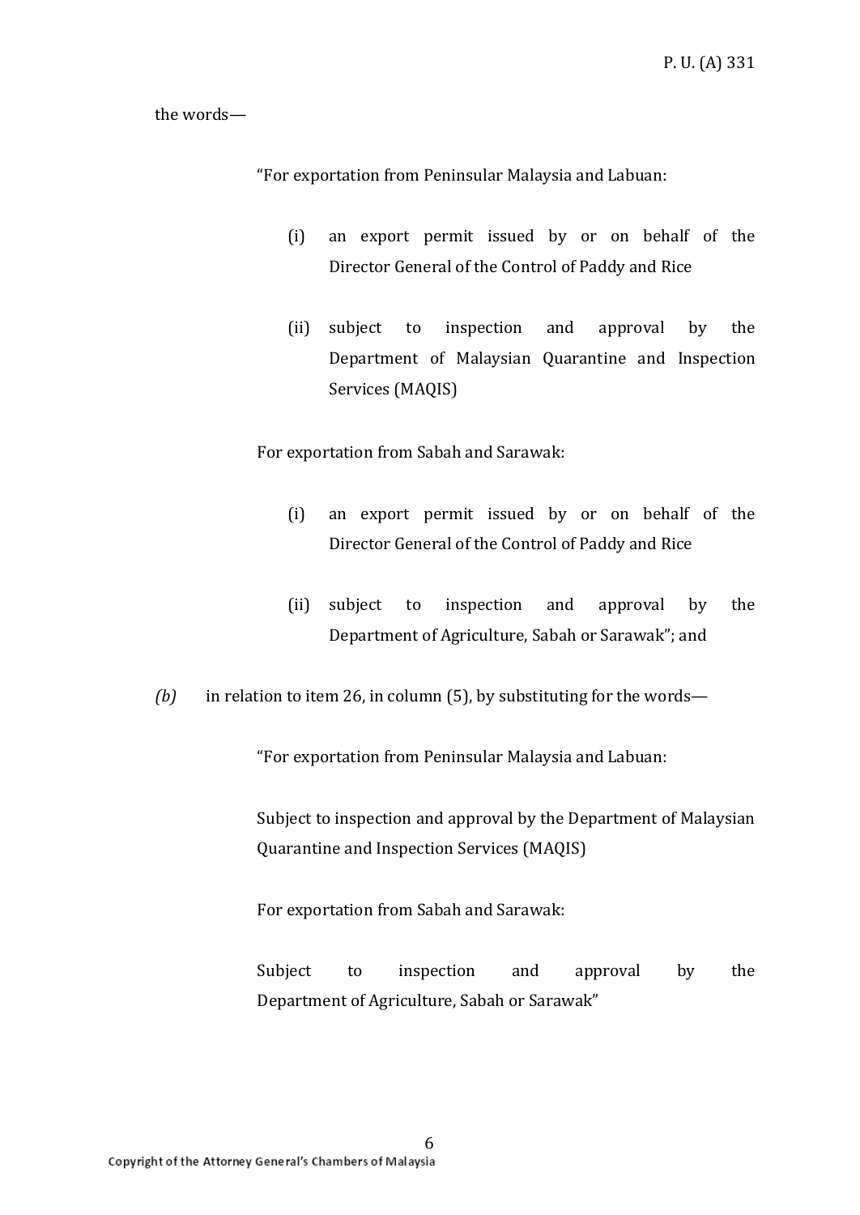the words—

> "For exportation from Peninsular Malaysia and Labuan:
>
> (i) an export permit issued by or on behalf of the Director General of the Control of Paddy and Rice
>
> (ii) subject to inspection and approval by the Department of Malaysian Quarantine and Inspection Services (MAQIS)
>
> For exportation from Sabah and Sarawak:
>
> (i) an export permit issued by or on behalf of the Director General of the Control of Paddy and Rice
>
> (ii) subject to inspection and approval by the Department of Agriculture, Sabah or Sarawak"; and

*(b)* in relation to item 26, in column (5), by substituting for the words—

> "For exportation from Peninsular Malaysia and Labuan:
>
> Subject to inspection and approval by the Department of Malaysian Quarantine and Inspection Services (MAQIS)
>
> For exportation from Sabah and Sarawak:
>
> Subject to inspection and approval by the Department of Agriculture, Sabah or Sarawak"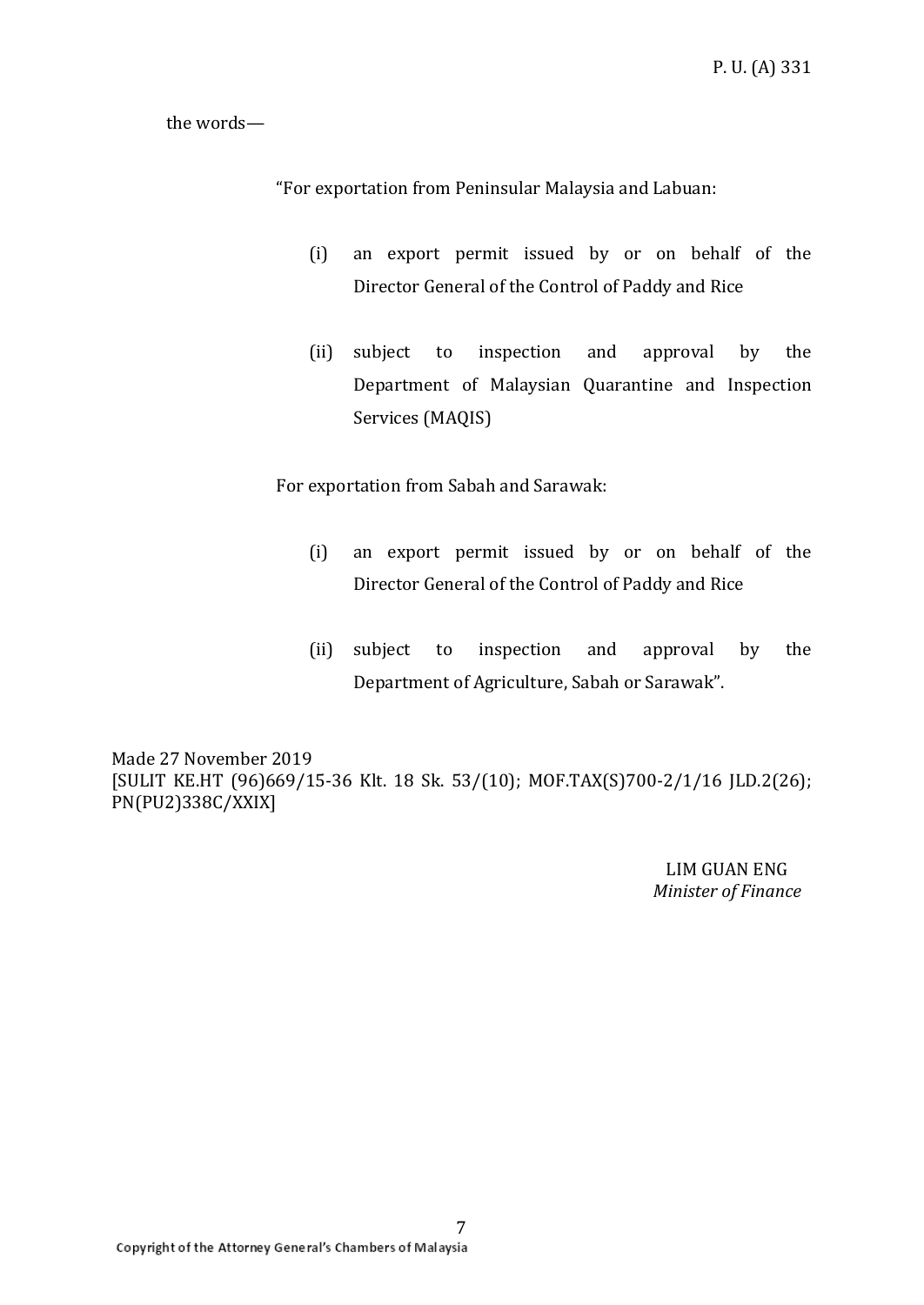the words—

"For exportation from Peninsular Malaysia and Labuan:

(i) an export permit issued by or on behalf of the Director General of the Control of Paddy and Rice

(ii) subject to inspection and approval by the Department of Malaysian Quarantine and Inspection Services (MAQIS)

For exportation from Sabah and Sarawak:

(i) an export permit issued by or on behalf of the Director General of the Control of Paddy and Rice

(ii) subject to inspection and approval by the Department of Agriculture, Sabah or Sarawak".

Made 27 November 2019
[SULIT KE.HT (96)669/15-36 Klt. 18 Sk. 53/(10); MOF.TAX(S)700-2/1/16 JLD.2(26); PN(PU2)338C/XXIX]

LIM GUAN ENG
*Minister of Finance*